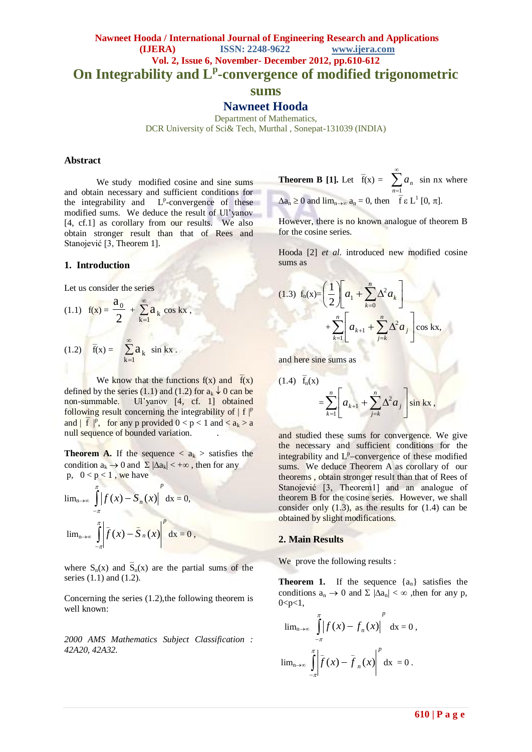# On Integrability and $L^P$-convergence of modified trigonometric sums

## Nawneet Hooda

Department of Mathematics,
DCR University of Sci& Tech, Murthal , Sonepat-131039 (INDIA)

### Abstract

We study modified cosine and sine sums and obtain necessary and sufficient conditions for the integrability and $L^p$-convergence of these modified sums. We deduce the result of Ul'yanov [4, cf.1] as corollary from our results. We also obtain stronger result than that of Rees and Stanojević [3, Theorem 1].

### 1. Introduction

Let us consider the series

(1.1) $f(x) = \dfrac{a_0}{2} + \sum_{k=1}^{\infty} a_k \cos kx$ ,

(1.2) $\bar{f}(x) = \sum_{k=1}^{\infty} a_k \sin kx$ .

We know that the functions $f(x)$ and $\bar{f}(x)$ defined by the series (1.1) and (1.2) for $a_k \downarrow 0$ can be non-summable. Ul'yanov [4, cf. 1] obtained following result concerning the integrability of $|f|^p$ and $|\bar{f}|^p$, for any p provided $0 < p < 1$ and $< a_k >$ a null sequence of bounded variation.

**Theorem A.** If the sequence $< a_k >$ satisfies the condition $a_k \to 0$ and $\Sigma |\Delta a_k| < +\infty$ , then for any p, $0 < p < 1$ , we have

$$\lim_{n\to\infty} \int_{-\pi}^{\pi} \left| f(x) - S_n(x) \right|^p dx = 0,$$

$$\lim_{n\to\infty} \int_{-\pi}^{\pi} \left| \bar{f}(x) - \bar{S}_n(x) \right|^p dx = 0 ,$$

where $S_n(x)$ and $\bar{S}_n(x)$ are the partial sums of the series (1.1) and (1.2).

Concerning the series (1.2),the following theorem is well known:

**Theorem B [1].** Let $\bar{f}(x) = \sum_{n=1}^{\infty} a_n \sin nx$ where $\Delta a_n \geq 0$ and $\lim_{n\to\infty} a_n = 0$, then $\bar{f} \in L^1 [0, \pi]$.

However, there is no known analogue of theorem B for the cosine series.

Hooda [2] *et al.* introduced new modified cosine sums as

(1.3) $$f_n(x) = \left(\frac{1}{2}\right)\left[a_1 + \sum_{k=0}^{n} \Delta^2 a_k\right] + \sum_{k=1}^{n}\left[a_{k+1} + \sum_{j=k}^{n} \Delta^2 a_j\right] \cos kx,$$

and here sine sums as

(1.4) $$\bar{f}_n(x) = \sum_{k=1}^{n}\left[a_{k+1} + \sum_{j=k}^{n} \Delta^2 a_j\right] \sin kx ,$$

and studied these sums for convergence. We give the necessary and sufficient conditions for the integrability and $L^p$–convergence of these modified sums. We deduce Theorem A as corollary of our theorems , obtain stronger result than that of Rees of Stanojević [3, Theorem1] and an analogue of theorem B for the cosine series. However, we shall consider only (1.3), as the results for (1.4) can be obtained by slight modifications.

### 2. Main Results

We prove the following results :

**Theorem 1.** If the sequence $\{a_n\}$ satisfies the conditions $a_n \to 0$ and $\Sigma |\Delta a_n| < \infty$ ,then for any p, $0<p<1$,

$$\lim_{n\to\infty} \int_{-\pi}^{\pi} \left| f(x) - f_n(x) \right|^p dx = 0 ,$$

$$\lim_{n\to\infty} \int_{-\pi}^{\pi} \left| \bar{f}(x) - \bar{f}_n(x) \right|^p dx = 0 .$$

*2000 AMS Mathematics Subject Classification : 42A20, 42A32.*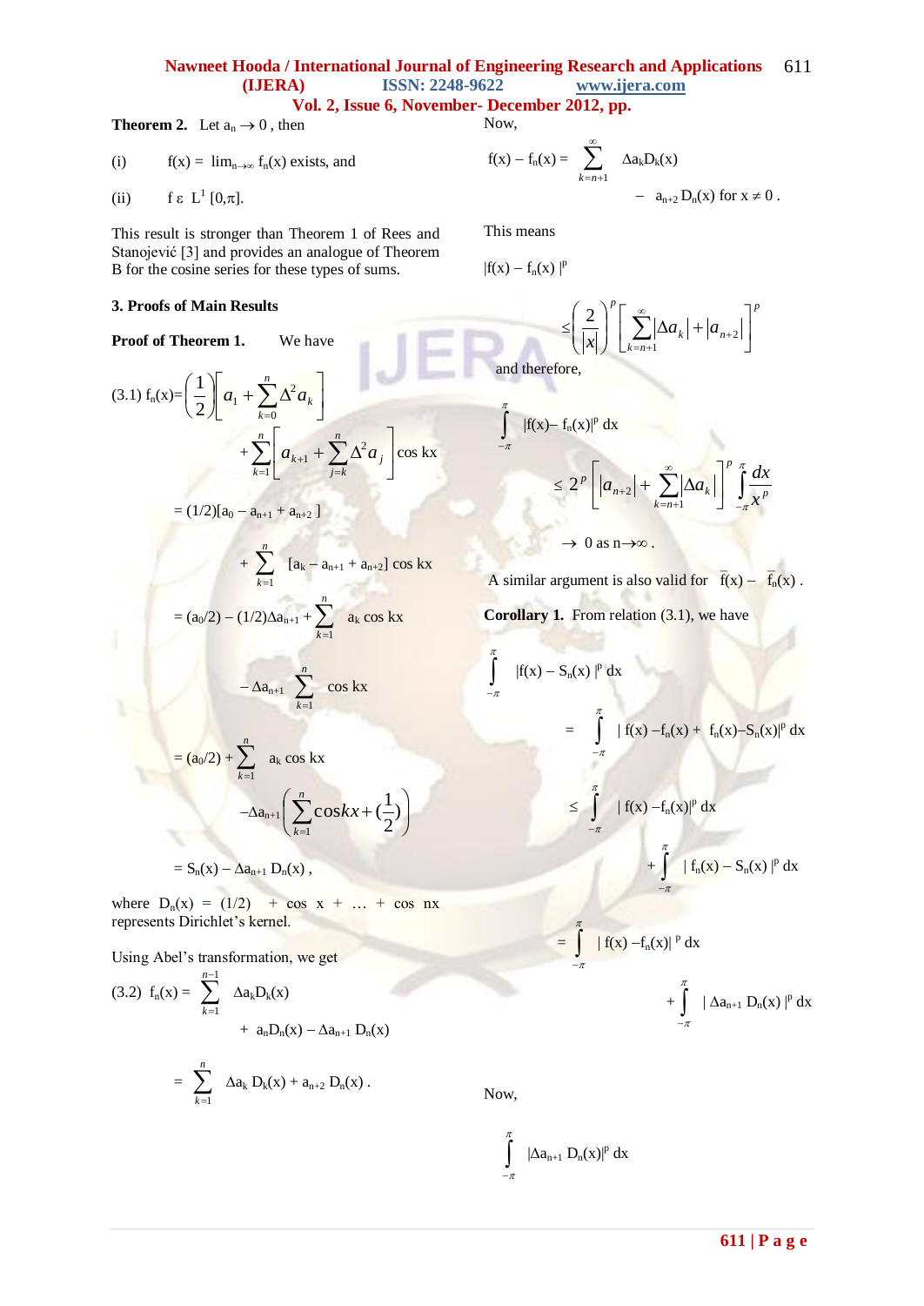**Theorem 2.** Let $a_n \to 0$ , then

(i) $f(x) = \lim_{n\to\infty} f_n(x)$ exists, and

(ii) $f \in L^1[0,\pi]$.

This result is stronger than Theorem 1 of Rees and Stanojević [3] and provides an analogue of Theorem B for the cosine series for these types of sums.

## 3. Proofs of Main Results

**Proof of Theorem 1.** We have

$$(3.1)\quad f_n(x) = \left(\frac{1}{2}\right)\left[a_1 + \sum_{k=0}^{n} \Delta^2 a_k\right] + \sum_{k=1}^{n}\left[a_{k+1} + \sum_{j=k}^{n} \Delta^2 a_j\right]\cos kx$$

$$= (1/2)[a_0 - a_{n+1} + a_{n+2}] + \sum_{k=1}^{n} [a_k - a_{n+1} + a_{n+2}] \cos kx$$

$$= (a_0/2) - (1/2)\Delta a_{n+1} + \sum_{k=1}^{n} a_k \cos kx - \Delta a_{n+1} \sum_{k=1}^{n} \cos kx$$

$$= (a_0/2) + \sum_{k=1}^{n} a_k \cos kx - \Delta a_{n+1}\left(\sum_{k=1}^{n} \cos kx + (\frac{1}{2})\right)$$

$$= S_n(x) - \Delta a_{n+1} D_n(x) ,$$

where $D_n(x) = (1/2) + \cos x + \ldots + \cos nx$ represents Dirichlet's kernel.

Using Abel's transformation, we get

$$(3.2)\quad f_n(x) = \sum_{k=1}^{n-1} \Delta a_k D_k(x) + a_n D_n(x) - \Delta a_{n+1} D_n(x)$$

$$= \sum_{k=1}^{n} \Delta a_k D_k(x) + a_{n+2} D_n(x) .$$

Now,

$$f(x) - f_n(x) = \sum_{k=n+1}^{\infty} \Delta a_k D_k(x) - a_{n+2} D_n(x) \text{ for } x \neq 0 .$$

This means

$$|f(x) - f_n(x)|^p \le \left(\frac{2}{|x|}\right)^p \left[\sum_{k=n+1}^{\infty} |\Delta a_k| + |a_{n+2}|\right]^p$$

and therefore,

$$\int_{-\pi}^{\pi} |f(x) - f_n(x)|^p \, dx \le 2^p \left[|a_{n+2}| + \sum_{k=n+1}^{\infty} |\Delta a_k|\right]^p \int_{-\pi}^{\pi} \frac{dx}{x^p}$$

$$\to 0 \text{ as } n \to \infty .$$

A similar argument is also valid for $\bar{f}(x) - \bar{f}_n(x)$ .

**Corollary 1.** From relation (3.1), we have

$$\int_{-\pi}^{\pi} |f(x) - S_n(x)|^p \, dx = \int_{-\pi}^{\pi} | f(x) - f_n(x) + f_n(x) - S_n(x)|^p \, dx$$

$$\le \int_{-\pi}^{\pi} | f(x) - f_n(x)|^p \, dx + \int_{-\pi}^{\pi} | f_n(x) - S_n(x) |^p \, dx$$

$$= \int_{-\pi}^{\pi} | f(x) - f_n(x)|^p \, dx + \int_{-\pi}^{\pi} | \Delta a_{n+1} D_n(x) |^p \, dx$$

Now,

$$\int_{-\pi}^{\pi} |\Delta a_{n+1} D_n(x)|^p \, dx$$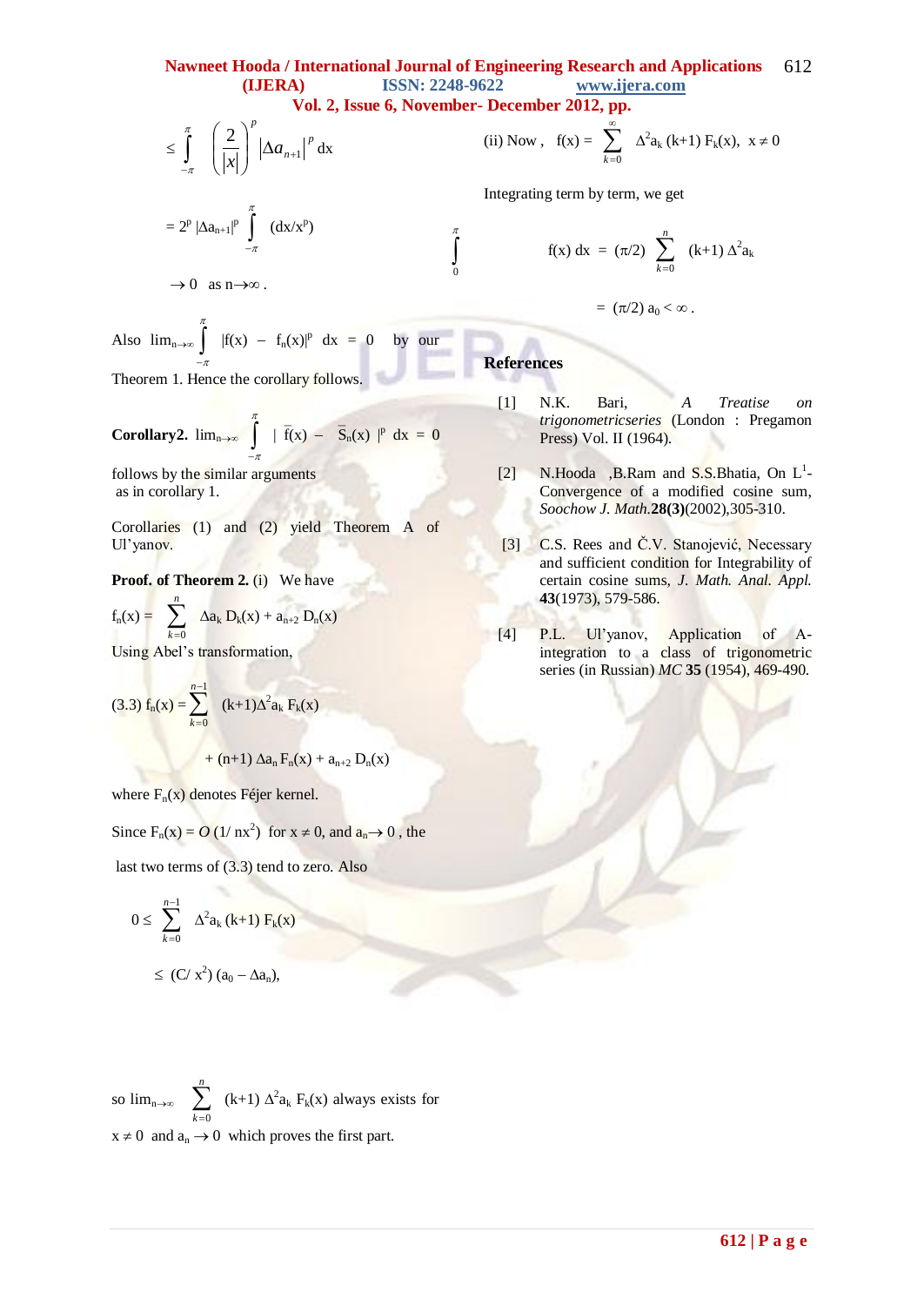$$\leq \int_{-\pi}^{\pi} \left(\frac{2}{|x|}\right)^p |\Delta a_{n+1}|^p \, dx$$

$$= 2^p |\Delta a_{n+1}|^p \int_{-\pi}^{\pi} (dx/x^p)$$

$\to 0$ as $n \to \infty$.

Also $\lim_{n\to\infty} \int_{-\pi}^{\pi} |f(x) - f_n(x)|^p \, dx = 0$ by our Theorem 1. Hence the corollary follows.

**Corollary2.** $\lim_{n\to\infty} \int_{-\pi}^{\pi} |\bar{f}(x) - \bar{S}_n(x)|^p \, dx = 0$

follows by the similar arguments as in corollary 1.

Corollaries (1) and (2) yield Theorem A of Ul'yanov.

**Proof. of Theorem 2.** (i) We have

$$f_n(x) = \sum_{k=0}^{n} \Delta a_k D_k(x) + a_{n+2} D_n(x)$$

Using Abel's transformation,

$$(3.3)\ f_n(x) = \sum_{k=0}^{n-1} (k+1)\Delta^2 a_k F_k(x)$$

$$+ (n+1) \Delta a_n F_n(x) + a_{n+2} D_n(x)$$

where $F_n(x)$ denotes Féjer kernel.

Since $F_n(x) = O(1/nx^2)$ for $x \neq 0$, and $a_n \to 0$, the last two terms of (3.3) tend to zero. Also

$$0 \leq \sum_{k=0}^{n-1} \Delta^2 a_k (k+1) F_k(x)$$

$$\leq (C/x^2)(a_0 - \Delta a_n),$$

so $\lim_{n\to\infty} \sum_{k=0}^{n} (k+1) \Delta^2 a_k F_k(x)$ always exists for $x \neq 0$ and $a_n \to 0$ which proves the first part.

(ii) Now, $f(x) = \sum_{k=0}^{\infty} \Delta^2 a_k (k+1) F_k(x), \ x \neq 0$

Integrating term by term, we get

$$\int_0^{\pi} f(x)\, dx = (\pi/2) \sum_{k=0}^{n} (k+1) \Delta^2 a_k$$

$$= (\pi/2)\, a_0 < \infty.$$

## References

[1] N.K. Bari, *A Treatise on trigonometricseries* (London : Pregamon Press) Vol. II (1964).

[2] N.Hooda ,B.Ram and S.S.Bhatia, On $L^1$-Convergence of a modified cosine sum, *Soochow J. Math.***28(3)**(2002),305-310.

[3] C.S. Rees and Č.V. Stanojević, Necessary and sufficient condition for Integrability of certain cosine sums, *J. Math. Anal. Appl.* **43**(1973), 579-586.

[4] P.L. Ul'yanov, Application of A-integration to a class of trigonometric series (in Russian) *MC* **35** (1954), 469-490.